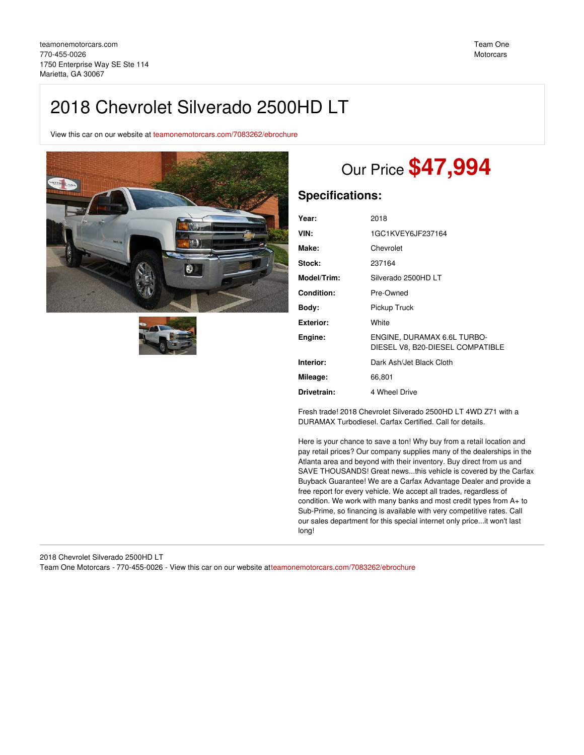teamonemotorcars.com
770-455-0026
1750 Enterprise Way SE Ste 114
Marietta, GA 30067

Team One Motorcars

# 2018 Chevrolet Silverado 2500HD LT

View this car on our website at teamonemotorcars.com/7083262/ebrochure

## Our Price **$47,994**

## Specifications:

| | |
|---|---|
| **Year:** | 2018 |
| **VIN:** | 1GC1KVEY6JF237164 |
| **Make:** | Chevrolet |
| **Stock:** | 237164 |
| **Model/Trim:** | Silverado 2500HD LT |
| **Condition:** | Pre-Owned |
| **Body:** | Pickup Truck |
| **Exterior:** | White |
| **Engine:** | ENGINE, DURAMAX 6.6L TURBO-DIESEL V8, B20-DIESEL COMPATIBLE |
| **Interior:** | Dark Ash/Jet Black Cloth |
| **Mileage:** | 66,801 |
| **Drivetrain:** | 4 Wheel Drive |

Fresh trade! 2018 Chevrolet Silverado 2500HD LT 4WD Z71 with a DURAMAX Turbodiesel. Carfax Certified. Call for details.

Here is your chance to save a ton! Why buy from a retail location and pay retail prices? Our company supplies many of the dealerships in the Atlanta area and beyond with their inventory. Buy direct from us and SAVE THOUSANDS! Great news...this vehicle is covered by the Carfax Buyback Guarantee! We are a Carfax Advantage Dealer and provide a free report for every vehicle. We accept all trades, regardless of condition. We work with many banks and most credit types from A+ to Sub-Prime, so financing is available with very competitive rates. Call our sales department for this special internet only price...it won't last long!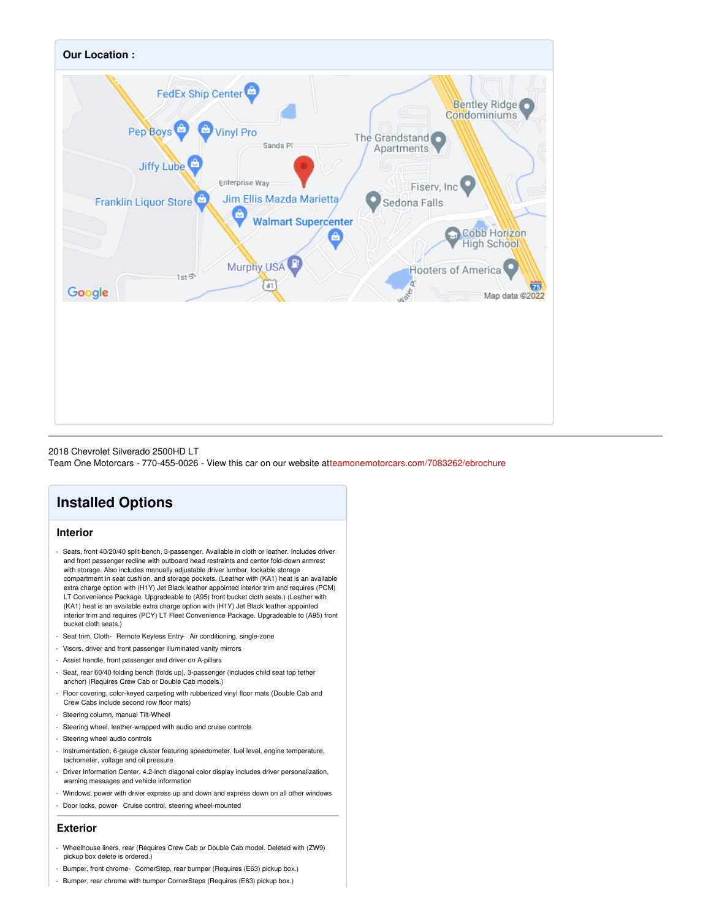**Our Location :**

2018 Chevrolet Silverado 2500HD LT
Team One Motorcars - 770-455-0026 - View this car on our website atteamonemotorcars.com/7083262/ebrochure

## Installed Options

### Interior

- Seats, front 40/20/40 split-bench, 3-passenger. Available in cloth or leather. Includes driver and front passenger recline with outboard head restraints and center fold-down armrest with storage. Also includes manually adjustable driver lumbar, lockable storage compartment in seat cushion, and storage pockets. (Leather with (KA1) heat is an available extra charge option with (H1Y) Jet Black leather appointed interior trim and requires (PCM) LT Convenience Package. Upgradeable to (A95) front bucket cloth seats.) (Leather with (KA1) heat is an available extra charge option with (H1Y) Jet Black leather appointed interior trim and requires (PCY) LT Fleet Convenience Package. Upgradeable to (A95) front bucket cloth seats.)
- Seat trim, Cloth- Remote Keyless Entry- Air conditioning, single-zone
- Visors, driver and front passenger illuminated vanity mirrors
- Assist handle, front passenger and driver on A-pillars
- Seat, rear 60/40 folding bench (folds up), 3-passenger (includes child seat top tether anchor) (Requires Crew Cab or Double Cab models.)
- Floor covering, color-keyed carpeting with rubberized vinyl floor mats (Double Cab and Crew Cabs include second row floor mats)
- Steering column, manual Tilt-Wheel
- Steering wheel, leather-wrapped with audio and cruise controls
- Steering wheel audio controls
- Instrumentation, 6-gauge cluster featuring speedometer, fuel level, engine temperature, tachometer, voltage and oil pressure
- Driver Information Center, 4.2-inch diagonal color display includes driver personalization, warning messages and vehicle information
- Windows, power with driver express up and down and express down on all other windows
- Door locks, power- Cruise control, steering wheel-mounted

### Exterior

- Wheelhouse liners, rear (Requires Crew Cab or Double Cab model. Deleted with (ZW9) pickup box delete is ordered.)
- Bumper, front chrome- CornerStep, rear bumper (Requires (E63) pickup box.)
- Bumper, rear chrome with bumper CornerSteps (Requires (E63) pickup box.)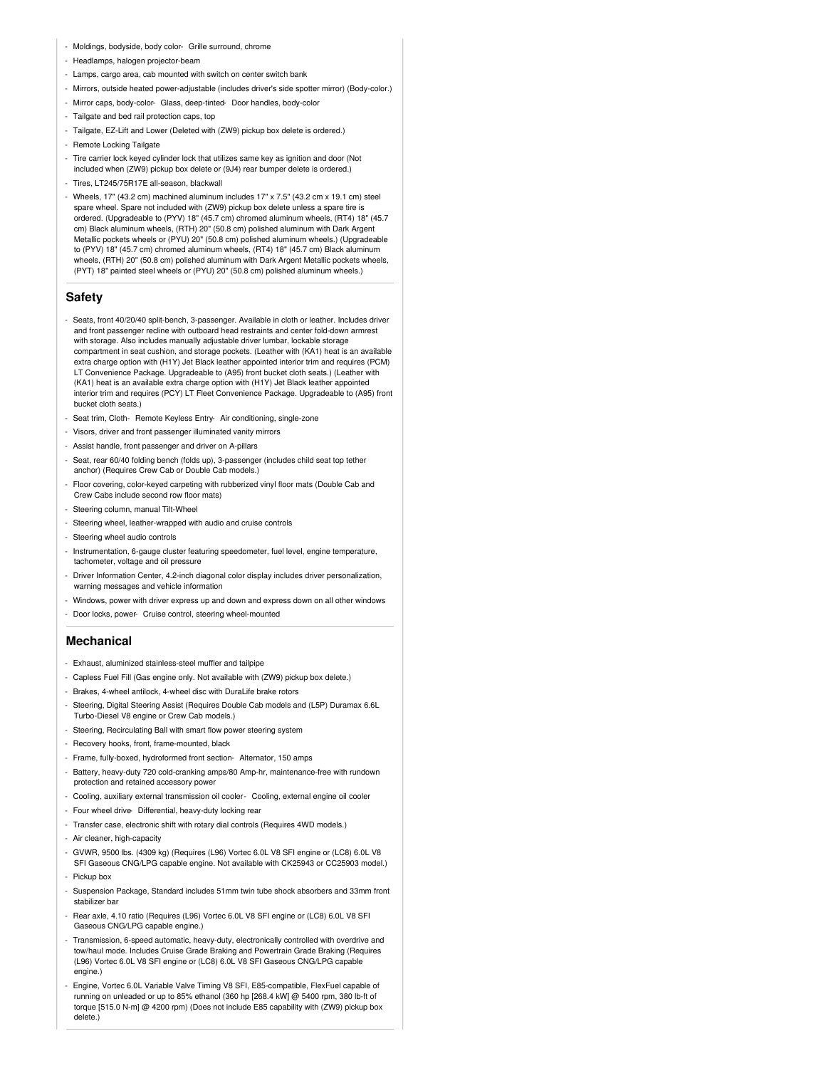- Moldings, bodyside, body color- Grille surround, chrome
- Headlamps, halogen projector-beam
- Lamps, cargo area, cab mounted with switch on center switch bank
- Mirrors, outside heated power-adjustable (includes driver's side spotter mirror) (Body-color.)
- Mirror caps, body-color- Glass, deep-tinted- Door handles, body-color
- Tailgate and bed rail protection caps, top
- Tailgate, EZ-Lift and Lower (Deleted with (ZW9) pickup box delete is ordered.)
- Remote Locking Tailgate
- Tire carrier lock keyed cylinder lock that utilizes same key as ignition and door (Not included when (ZW9) pickup box delete or (9J4) rear bumper delete is ordered.)
- Tires, LT245/75R17E all-season, blackwall
- Wheels, 17" (43.2 cm) machined aluminum includes 17" x 7.5" (43.2 cm x 19.1 cm) steel spare wheel. Spare not included with (ZW9) pickup box delete unless a spare tire is ordered. (Upgradeable to (PYV) 18" (45.7 cm) chromed aluminum wheels. (RT4) 18" (45.7 cm) Black aluminum wheels, (RTH) 20" (50.8 cm) polished aluminum with Dark Argent Metallic pockets wheels or (PYU) 20" (50.8 cm) polished aluminum wheels.) (Upgradeable to (PYV) 18" (45.7 cm) chromed aluminum wheels, (RT4) 18" (45.7 cm) Black aluminum wheels, (RTH) 20" (50.8 cm) polished aluminum with Dark Argent Metallic pockets wheels, (PYT) 18" painted steel wheels or (PYU) 20" (50.8 cm) polished aluminum wheels.)

## Safety

- Seats, front 40/20/40 split-bench, 3-passenger. Available in cloth or leather. Includes driver and front passenger recline with outboard head restraints and center fold-down armrest with storage. Also includes manually adjustable driver lumbar, lockable storage compartment in seat cushion, and storage pockets. (Leather with (KA1) heat is an available extra charge option with (H1Y) Jet Black leather appointed interior trim and requires (PCM) LT Convenience Package. Upgradeable to (A95) front bucket cloth seats.) (Leather with (KA1) heat is an available extra charge option with (H1Y) Jet Black leather appointed interior trim and requires (PCY) LT Fleet Convenience Package. Upgradeable to (A95) front bucket cloth seats.)
- Seat trim, Cloth- Remote Keyless Entry- Air conditioning, single-zone
- Visors, driver and front passenger illuminated vanity mirrors
- Assist handle, front passenger and driver on A-pillars
- Seat, rear 60/40 folding bench (folds up), 3-passenger (includes child seat top tether anchor) (Requires Crew Cab or Double Cab models.)
- Floor covering, color-keyed carpeting with rubberized vinyl floor mats (Double Cab and Crew Cabs include second row floor mats)
- Steering column, manual Tilt-Wheel
- Steering wheel, leather-wrapped with audio and cruise controls
- Steering wheel audio controls
- Instrumentation, 6-gauge cluster featuring speedometer, fuel level, engine temperature, tachometer, voltage and oil pressure
- Driver Information Center, 4.2-inch diagonal color display includes driver personalization, warning messages and vehicle information
- Windows, power with driver express up and down and express down on all other windows
- Door locks, power- Cruise control, steering wheel-mounted

## Mechanical

- Exhaust, aluminized stainless-steel muffler and tailpipe
- Capless Fuel Fill (Gas engine only. Not available with (ZW9) pickup box delete.)
- Brakes, 4-wheel antilock, 4-wheel disc with DuraLife brake rotors
- Steering, Digital Steering Assist (Requires Double Cab models and (L5P) Duramax 6.6L Turbo-Diesel V8 engine or Crew Cab models.)
- Steering, Recirculating Ball with smart flow power steering system
- Recovery hooks, front, frame-mounted, black
- Frame, fully-boxed, hydroformed front section- Alternator, 150 amps
- Battery, heavy-duty 720 cold-cranking amps/80 Amp-hr, maintenance-free with rundown protection and retained accessory power
- Cooling, auxiliary external transmission oil cooler- Cooling, external engine oil cooler
- Four wheel drive- Differential, heavy-duty locking rear
- Transfer case, electronic shift with rotary dial controls (Requires 4WD models.)
- Air cleaner, high-capacity
- GVWR, 9500 lbs. (4309 kg) (Requires (L96) Vortec 6.0L V8 SFI engine or (LC8) 6.0L V8 SFI Gaseous CNG/LPG capable engine. Not available with CK25943 or CC25903 model.)
- Pickup box
- Suspension Package, Standard includes 51mm twin tube shock absorbers and 33mm front stabilizer bar
- Rear axle, 4.10 ratio (Requires (L96) Vortec 6.0L V8 SFI engine or (LC8) 6.0L V8 SFI Gaseous CNG/LPG capable engine.)
- Transmission, 6-speed automatic, heavy-duty, electronically controlled with overdrive and tow/haul mode. Includes Cruise Grade Braking and Powertrain Grade Braking (Requires (L96) Vortec 6.0L V8 SFI engine or (LC8) 6.0L V8 SFI Gaseous CNG/LPG capable engine.)
- Engine, Vortec 6.0L Variable Valve Timing V8 SFI, E85-compatible, FlexFuel capable of running on unleaded or up to 85% ethanol (360 hp [268.4 kW] @ 5400 rpm, 380 lb-ft of torque [515.0 N-m] @ 4200 rpm) (Does not include E85 capability with (ZW9) pickup box delete.)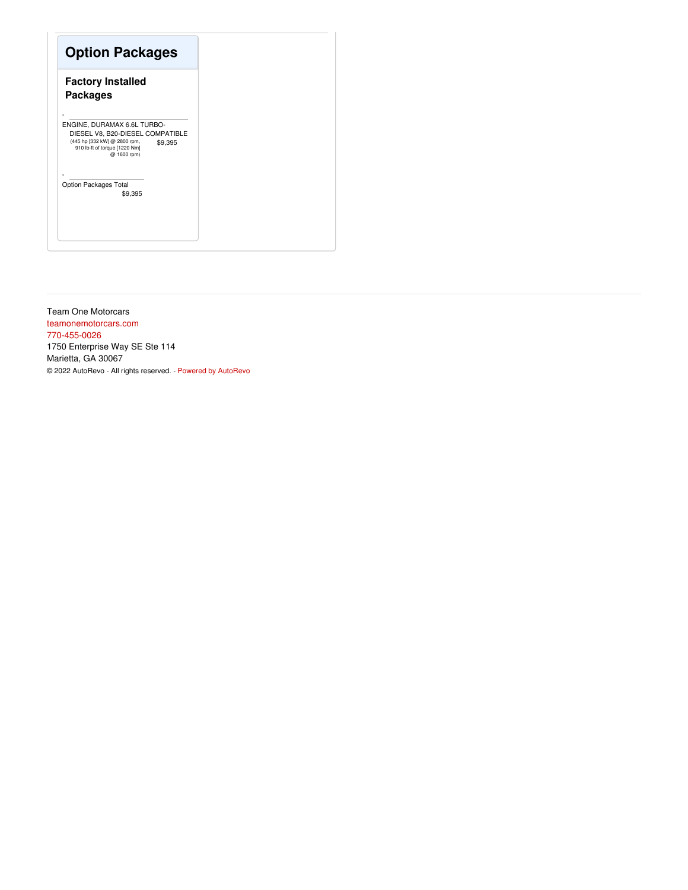## Option Packages

### Factory Installed Packages

| | |
|---|---|
| ENGINE, DURAMAX 6.6L TURBO-DIESEL V8, B20-DIESEL COMPATIBLE (445 hp [332 kW] @ 2800 rpm, 910 lb-ft of torque [1220 Nm] @ 1600 rpm) | $9,395 |
| Option Packages Total | $9,395 |

Team One Motorcars
teamonemotorcars.com
770-455-0026
1750 Enterprise Way SE Ste 114
Marietta, GA 30067
© 2022 AutoRevo - All rights reserved. - Powered by AutoRevo